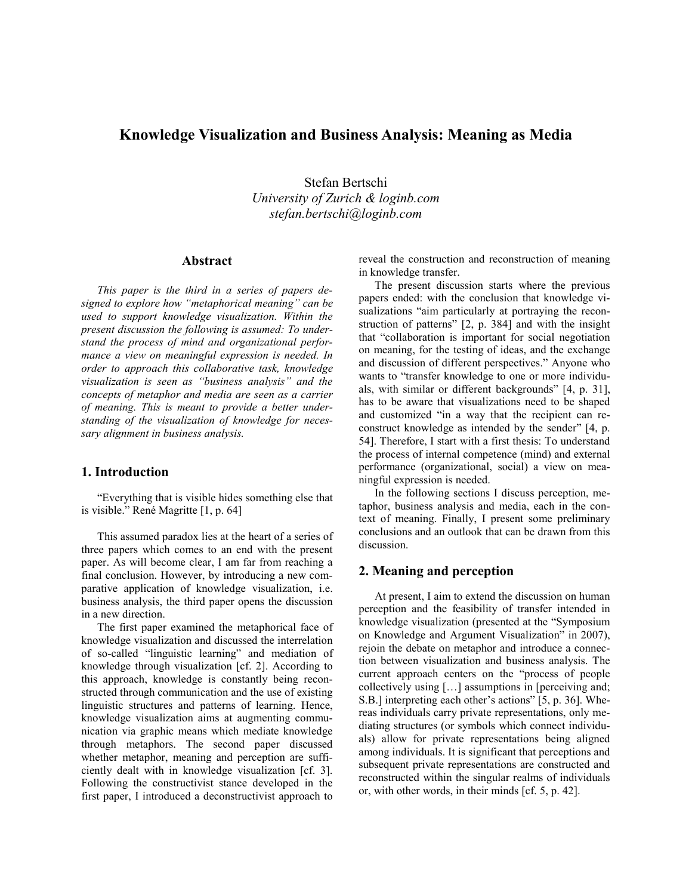# Knowledge Visualization and Business Analysis: Meaning as Media

Stefan Bertschi
*University of Zurich & loginb.com*
*stefan.bertschi@loginb.com*

## Abstract

*This paper is the third in a series of papers designed to explore how "metaphorical meaning" can be used to support knowledge visualization. Within the present discussion the following is assumed: To understand the process of mind and organizational performance a view on meaningful expression is needed. In order to approach this collaborative task, knowledge visualization is seen as "business analysis" and the concepts of metaphor and media are seen as a carrier of meaning. This is meant to provide a better understanding of the visualization of knowledge for necessary alignment in business analysis.*

## 1. Introduction

"Everything that is visible hides something else that is visible." René Magritte [1, p. 64]

This assumed paradox lies at the heart of a series of three papers which comes to an end with the present paper. As will become clear, I am far from reaching a final conclusion. However, by introducing a new comparative application of knowledge visualization, i.e. business analysis, the third paper opens the discussion in a new direction.

The first paper examined the metaphorical face of knowledge visualization and discussed the interrelation of so-called "linguistic learning" and mediation of knowledge through visualization [cf. 2]. According to this approach, knowledge is constantly being reconstructed through communication and the use of existing linguistic structures and patterns of learning. Hence, knowledge visualization aims at augmenting communication via graphic means which mediate knowledge through metaphors. The second paper discussed whether metaphor, meaning and perception are sufficiently dealt with in knowledge visualization [cf. 3]. Following the constructivist stance developed in the first paper, I introduced a deconstructivist approach to reveal the construction and reconstruction of meaning in knowledge transfer.

The present discussion starts where the previous papers ended: with the conclusion that knowledge visualizations "aim particularly at portraying the reconstruction of patterns" [2, p. 384] and with the insight that "collaboration is important for social negotiation on meaning, for the testing of ideas, and the exchange and discussion of different perspectives." Anyone who wants to "transfer knowledge to one or more individuals, with similar or different backgrounds" [4, p. 31], has to be aware that visualizations need to be shaped and customized "in a way that the recipient can reconstruct knowledge as intended by the sender" [4, p. 54]. Therefore, I start with a first thesis: To understand the process of internal competence (mind) and external performance (organizational, social) a view on meaningful expression is needed.

In the following sections I discuss perception, metaphor, business analysis and media, each in the context of meaning. Finally, I present some preliminary conclusions and an outlook that can be drawn from this discussion.

## 2. Meaning and perception

At present, I aim to extend the discussion on human perception and the feasibility of transfer intended in knowledge visualization (presented at the "Symposium on Knowledge and Argument Visualization" in 2007), rejoin the debate on metaphor and introduce a connection between visualization and business analysis. The current approach centers on the "process of people collectively using […] assumptions in [perceiving and; S.B.] interpreting each other's actions" [5, p. 36]. Whereas individuals carry private representations, only mediating structures (or symbols which connect individuals) allow for private representations being aligned among individuals. It is significant that perceptions and subsequent private representations are constructed and reconstructed within the singular realms of individuals or, with other words, in their minds [cf. 5, p. 42].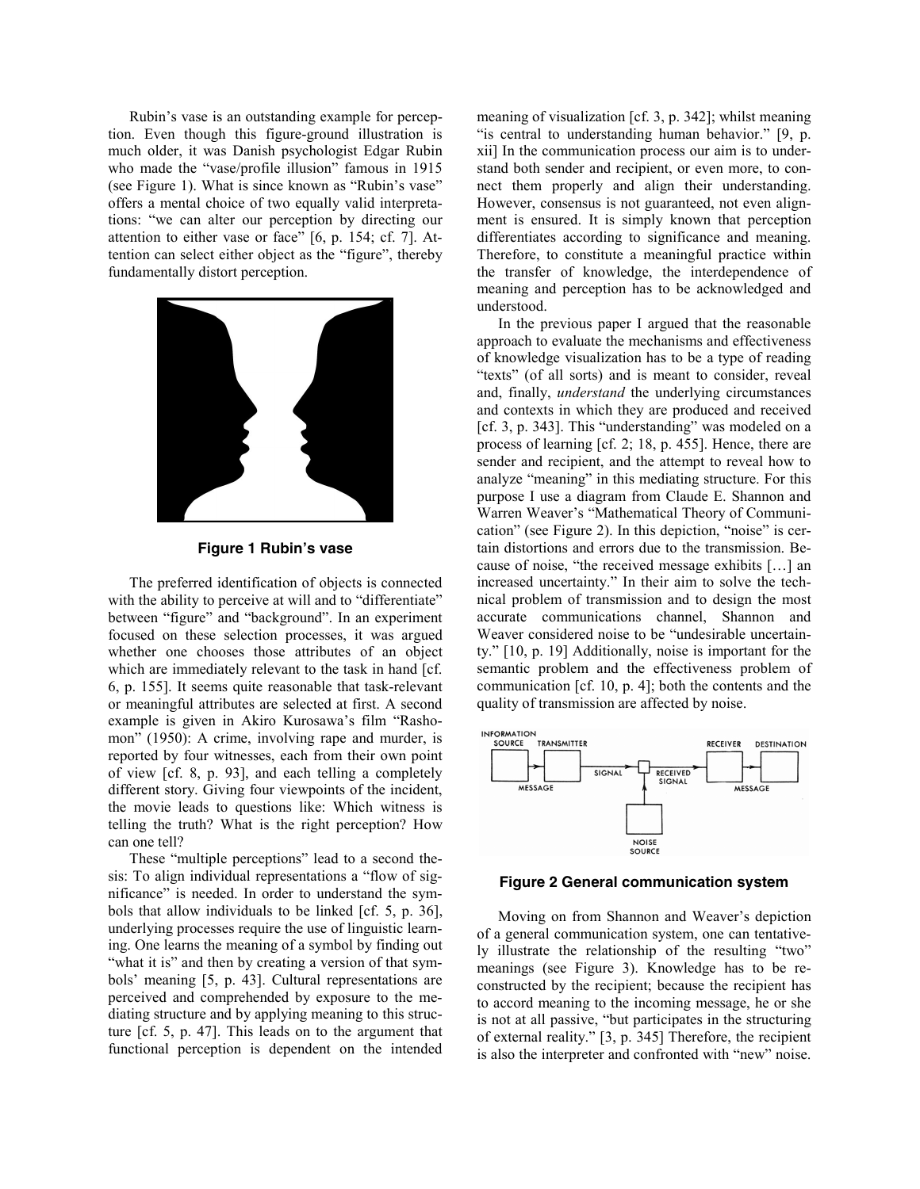Rubin's vase is an outstanding example for perception. Even though this figure-ground illustration is much older, it was Danish psychologist Edgar Rubin who made the "vase/profile illusion" famous in 1915 (see Figure 1). What is since known as "Rubin's vase" offers a mental choice of two equally valid interpretations: "we can alter our perception by directing our attention to either vase or face" [6, p. 154; cf. 7]. Attention can select either object as the "figure", thereby fundamentally distort perception.

**Figure 1 Rubin's vase**

The preferred identification of objects is connected with the ability to perceive at will and to "differentiate" between "figure" and "background". In an experiment focused on these selection processes, it was argued whether one chooses those attributes of an object which are immediately relevant to the task in hand [cf. 6, p. 155]. It seems quite reasonable that task-relevant or meaningful attributes are selected at first. A second example is given in Akiro Kurosawa's film "Rashomon" (1950): A crime, involving rape and murder, is reported by four witnesses, each from their own point of view [cf. 8, p. 93], and each telling a completely different story. Giving four viewpoints of the incident, the movie leads to questions like: Which witness is telling the truth? What is the right perception? How can one tell?

These "multiple perceptions" lead to a second thesis: To align individual representations a "flow of significance" is needed. In order to understand the symbols that allow individuals to be linked [cf. 5, p. 36], underlying processes require the use of linguistic learning. One learns the meaning of a symbol by finding out "what it is" and then by creating a version of that symbols' meaning [5, p. 43]. Cultural representations are perceived and comprehended by exposure to the mediating structure and by applying meaning to this structure [cf. 5, p. 47]. This leads on to the argument that functional perception is dependent on the intended meaning of visualization [cf. 3, p. 342]; whilst meaning "is central to understanding human behavior." [9, p. xii] In the communication process our aim is to understand both sender and recipient, or even more, to connect them properly and align their understanding. However, consensus is not guaranteed, not even alignment is ensured. It is simply known that perception differentiates according to significance and meaning. Therefore, to constitute a meaningful practice within the transfer of knowledge, the interdependence of meaning and perception has to be acknowledged and understood.

In the previous paper I argued that the reasonable approach to evaluate the mechanisms and effectiveness of knowledge visualization has to be a type of reading "texts" (of all sorts) and is meant to consider, reveal and, finally, *understand* the underlying circumstances and contexts in which they are produced and received [cf. 3, p. 343]. This "understanding" was modeled on a process of learning [cf. 2; 18, p. 455]. Hence, there are sender and recipient, and the attempt to reveal how to analyze "meaning" in this mediating structure. For this purpose I use a diagram from Claude E. Shannon and Warren Weaver's "Mathematical Theory of Communication" (see Figure 2). In this depiction, "noise" is certain distortions and errors due to the transmission. Because of noise, "the received message exhibits […] an increased uncertainty." In their aim to solve the technical problem of transmission and to design the most accurate communications channel, Shannon and Weaver considered noise to be "undesirable uncertainty." [10, p. 19] Additionally, noise is important for the semantic problem and the effectiveness problem of communication [cf. 10, p. 4]; both the contents and the quality of transmission are affected by noise.

**Figure 2 General communication system**

Moving on from Shannon and Weaver's depiction of a general communication system, one can tentatively illustrate the relationship of the resulting "two" meanings (see Figure 3). Knowledge has to be reconstructed by the recipient; because the recipient has to accord meaning to the incoming message, he or she is not at all passive, "but participates in the structuring of external reality." [3, p. 345] Therefore, the recipient is also the interpreter and confronted with "new" noise.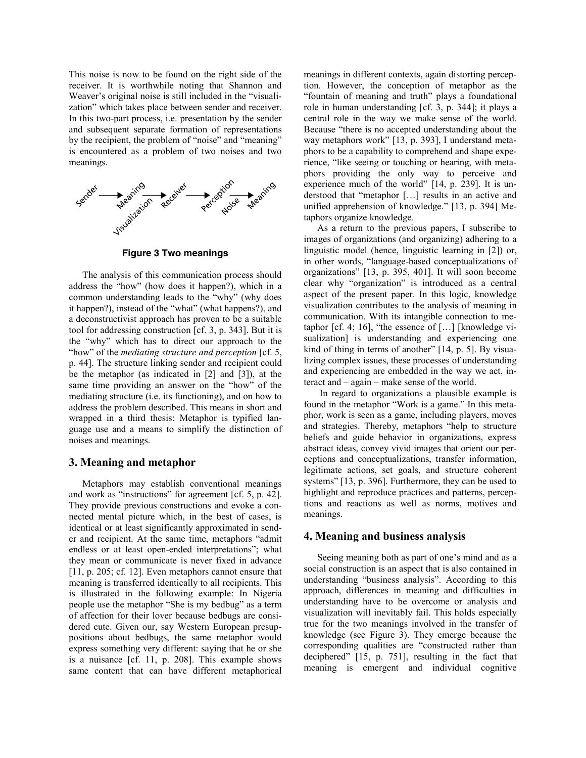This noise is now to be found on the right side of the receiver. It is worthwhile noting that Shannon and Weaver's original noise is still included in the "visualization" which takes place between sender and receiver. In this two-part process, i.e. presentation by the sender and subsequent separate formation of representations by the recipient, the problem of "noise" and "meaning" is encountered as a problem of two noises and two meanings.

Sender → Meaning / Visualization → Receiver → Perception → Noise / Meaning

**Figure 3 Two meanings**

The analysis of this communication process should address the "how" (how does it happen?), which in a common understanding leads to the "why" (why does it happen?), instead of the "what" (what happens?), and a deconstructivist approach has proven to be a suitable tool for addressing construction [cf. 3, p. 343]. But it is the "why" which has to direct our approach to the "how" of the *mediating structure and perception* [cf. 5, p. 44]. The structure linking sender and recipient could be the metaphor (as indicated in [2] and [3]), at the same time providing an answer on the "how" of the mediating structure (i.e. its functioning), and on how to address the problem described. This means in short and wrapped in a third thesis: Metaphor is typified language use and a means to simplify the distinction of noises and meanings.

## 3. Meaning and metaphor

Metaphors may establish conventional meanings and work as "instructions" for agreement [cf. 5, p. 42]. They provide previous constructions and evoke a connected mental picture which, in the best of cases, is identical or at least significantly approximated in sender and recipient. At the same time, metaphors "admit endless or at least open-ended interpretations"; what they mean or communicate is never fixed in advance [11, p. 205; cf. 12]. Even metaphors cannot ensure that meaning is transferred identically to all recipients. This is illustrated in the following example: In Nigeria people use the metaphor "She is my bedbug" as a term of affection for their lover because bedbugs are considered cute. Given our, say Western European presuppositions about bedbugs, the same metaphor would express something very different: saying that he or she is a nuisance [cf. 11, p. 208]. This example shows same content that can have different metaphorical meanings in different contexts, again distorting perception. However, the conception of metaphor as the "fountain of meaning and truth" plays a foundational role in human understanding [cf. 3, p. 344]; it plays a central role in the way we make sense of the world. Because "there is no accepted understanding about the way metaphors work" [13, p. 393], I understand metaphors to be a capability to comprehend and shape experience, "like seeing or touching or hearing, with metaphors providing the only way to perceive and experience much of the world" [14, p. 239]. It is understood that "metaphor […] results in an active and unified apprehension of knowledge." [13, p. 394] Metaphors organize knowledge.

As a return to the previous papers, I subscribe to images of organizations (and organizing) adhering to a linguistic model (hence, linguistic learning in [2]) or, in other words, "language-based conceptualizations of organizations" [13, p. 395, 401]. It will soon become clear why "organization" is introduced as a central aspect of the present paper. In this logic, knowledge visualization contributes to the analysis of meaning in communication. With its intangible connection to metaphor [cf. 4; 16], "the essence of […] [knowledge visualization] is understanding and experiencing one kind of thing in terms of another" [14, p. 5]. By visualizing complex issues, these processes of understanding and experiencing are embedded in the way we act, interact and – again – make sense of the world.

In regard to organizations a plausible example is found in the metaphor "Work is a game." In this metaphor, work is seen as a game, including players, moves and strategies. Thereby, metaphors "help to structure beliefs and guide behavior in organizations, express abstract ideas, convey vivid images that orient our perceptions and conceptualizations, transfer information, legitimate actions, set goals, and structure coherent systems" [13, p. 396]. Furthermore, they can be used to highlight and reproduce practices and patterns, perceptions and reactions as well as norms, motives and meanings.

## 4. Meaning and business analysis

Seeing meaning both as part of one's mind and as a social construction is an aspect that is also contained in understanding "business analysis". According to this approach, differences in meaning and difficulties in understanding have to be overcome or analysis and visualization will inevitably fail. This holds especially true for the two meanings involved in the transfer of knowledge (see Figure 3). They emerge because the corresponding qualities are "constructed rather than deciphered" [15, p. 751], resulting in the fact that meaning is emergent and individual cognitive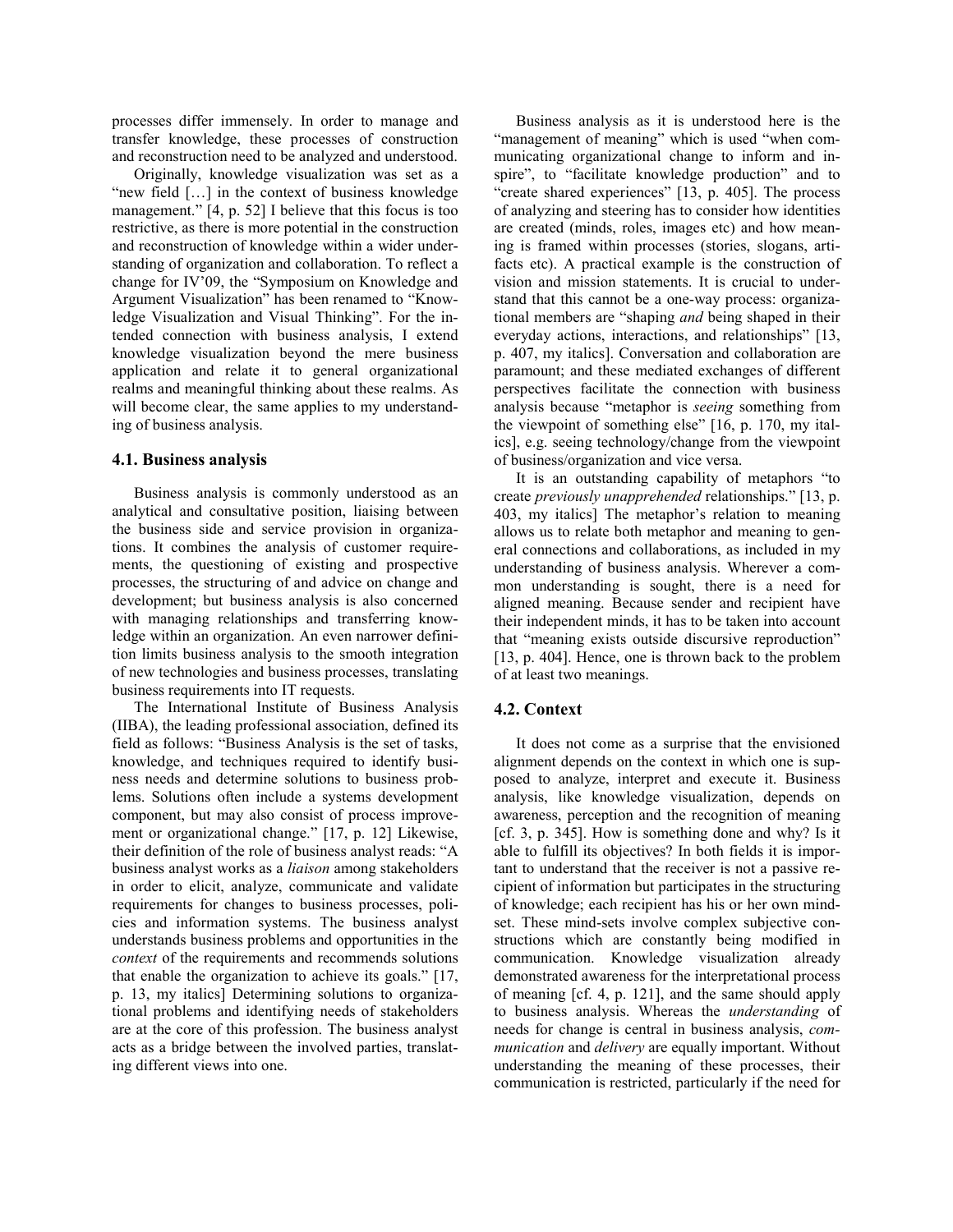processes differ immensely. In order to manage and transfer knowledge, these processes of construction and reconstruction need to be analyzed and understood.

Originally, knowledge visualization was set as a "new field […] in the context of business knowledge management." [4, p. 52] I believe that this focus is too restrictive, as there is more potential in the construction and reconstruction of knowledge within a wider understanding of organization and collaboration. To reflect a change for IV'09, the "Symposium on Knowledge and Argument Visualization" has been renamed to "Knowledge Visualization and Visual Thinking". For the intended connection with business analysis, I extend knowledge visualization beyond the mere business application and relate it to general organizational realms and meaningful thinking about these realms. As will become clear, the same applies to my understanding of business analysis.

### 4.1. Business analysis

Business analysis is commonly understood as an analytical and consultative position, liaising between the business side and service provision in organizations. It combines the analysis of customer requirements, the questioning of existing and prospective processes, the structuring of and advice on change and development; but business analysis is also concerned with managing relationships and transferring knowledge within an organization. An even narrower definition limits business analysis to the smooth integration of new technologies and business processes, translating business requirements into IT requests.

The International Institute of Business Analysis (IIBA), the leading professional association, defined its field as follows: "Business Analysis is the set of tasks, knowledge, and techniques required to identify business needs and determine solutions to business problems. Solutions often include a systems development component, but may also consist of process improvement or organizational change." [17, p. 12] Likewise, their definition of the role of business analyst reads: "A business analyst works as a *liaison* among stakeholders in order to elicit, analyze, communicate and validate requirements for changes to business processes, policies and information systems. The business analyst understands business problems and opportunities in the *context* of the requirements and recommends solutions that enable the organization to achieve its goals." [17, p. 13, my italics] Determining solutions to organizational problems and identifying needs of stakeholders are at the core of this profession. The business analyst acts as a bridge between the involved parties, translating different views into one.

Business analysis as it is understood here is the "management of meaning" which is used "when communicating organizational change to inform and inspire", to "facilitate knowledge production" and to "create shared experiences" [13, p. 405]. The process of analyzing and steering has to consider how identities are created (minds, roles, images etc) and how meaning is framed within processes (stories, slogans, artifacts etc). A practical example is the construction of vision and mission statements. It is crucial to understand that this cannot be a one-way process: organizational members are "shaping *and* being shaped in their everyday actions, interactions, and relationships" [13, p. 407, my italics]. Conversation and collaboration are paramount; and these mediated exchanges of different perspectives facilitate the connection with business analysis because "metaphor is *seeing* something from the viewpoint of something else" [16, p. 170, my italics], e.g. seeing technology/change from the viewpoint of business/organization and vice versa.

It is an outstanding capability of metaphors "to create *previously unapprehended* relationships." [13, p. 403, my italics] The metaphor's relation to meaning allows us to relate both metaphor and meaning to general connections and collaborations, as included in my understanding of business analysis. Wherever a common understanding is sought, there is a need for aligned meaning. Because sender and recipient have their independent minds, it has to be taken into account that "meaning exists outside discursive reproduction" [13, p. 404]. Hence, one is thrown back to the problem of at least two meanings.

### 4.2. Context

It does not come as a surprise that the envisioned alignment depends on the context in which one is supposed to analyze, interpret and execute it. Business analysis, like knowledge visualization, depends on awareness, perception and the recognition of meaning [cf. 3, p. 345]. How is something done and why? Is it able to fulfill its objectives? In both fields it is important to understand that the receiver is not a passive recipient of information but participates in the structuring of knowledge; each recipient has his or her own mindset. These mind-sets involve complex subjective constructions which are constantly being modified in communication. Knowledge visualization already demonstrated awareness for the interpretational process of meaning [cf. 4, p. 121], and the same should apply to business analysis. Whereas the *understanding* of needs for change is central in business analysis, *communication* and *delivery* are equally important. Without understanding the meaning of these processes, their communication is restricted, particularly if the need for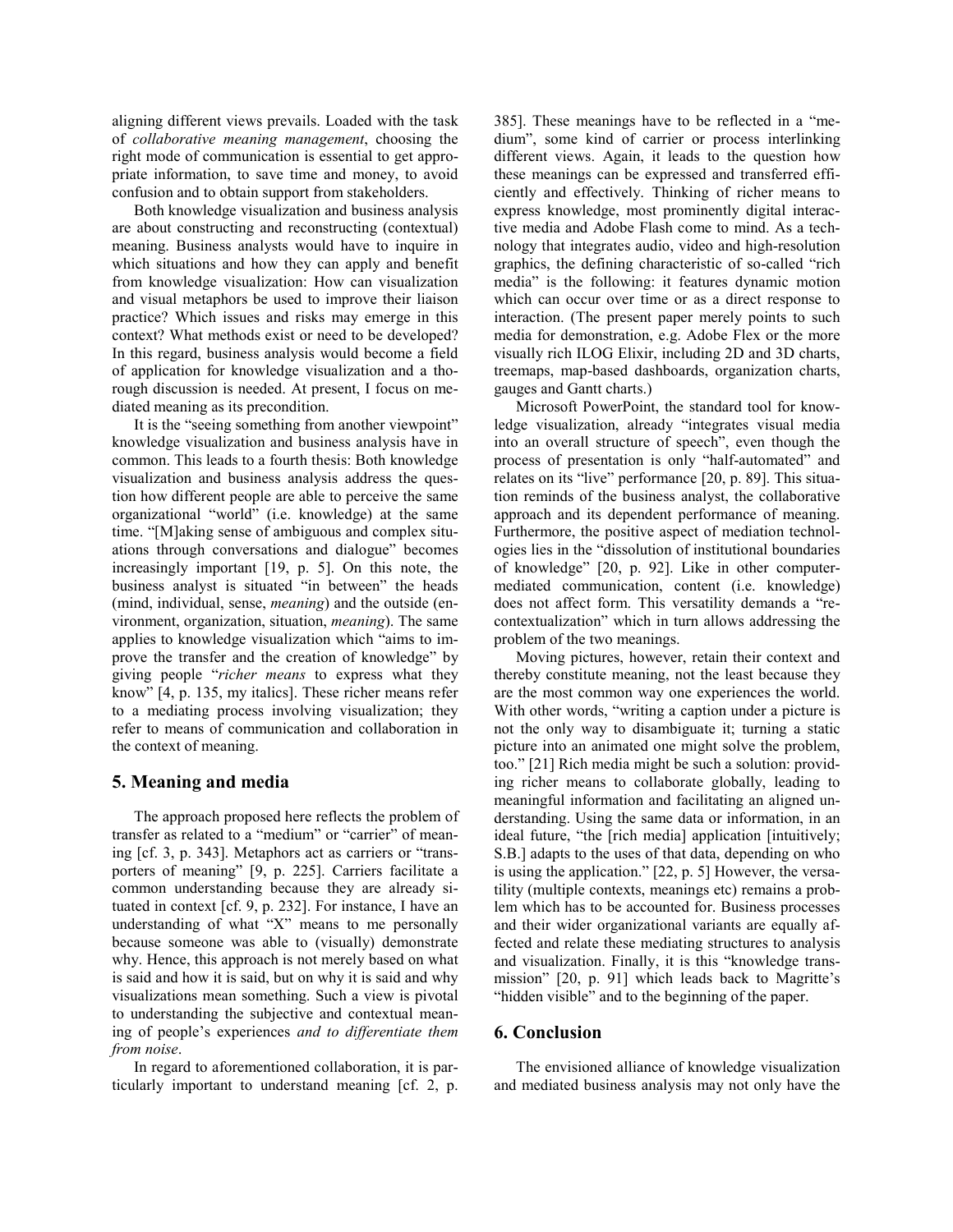aligning different views prevails. Loaded with the task of *collaborative meaning management*, choosing the right mode of communication is essential to get appropriate information, to save time and money, to avoid confusion and to obtain support from stakeholders.

Both knowledge visualization and business analysis are about constructing and reconstructing (contextual) meaning. Business analysts would have to inquire in which situations and how they can apply and benefit from knowledge visualization: How can visualization and visual metaphors be used to improve their liaison practice? Which issues and risks may emerge in this context? What methods exist or need to be developed? In this regard, business analysis would become a field of application for knowledge visualization and a thorough discussion is needed. At present, I focus on mediated meaning as its precondition.

It is the "seeing something from another viewpoint" knowledge visualization and business analysis have in common. This leads to a fourth thesis: Both knowledge visualization and business analysis address the question how different people are able to perceive the same organizational "world" (i.e. knowledge) at the same time. "[M]aking sense of ambiguous and complex situations through conversations and dialogue" becomes increasingly important [19, p. 5]. On this note, the business analyst is situated "in between" the heads (mind, individual, sense, *meaning*) and the outside (environment, organization, situation, *meaning*). The same applies to knowledge visualization which "aims to improve the transfer and the creation of knowledge" by giving people "*richer means* to express what they know" [4, p. 135, my italics]. These richer means refer to a mediating process involving visualization; they refer to means of communication and collaboration in the context of meaning.

## 5. Meaning and media

The approach proposed here reflects the problem of transfer as related to a "medium" or "carrier" of meaning [cf. 3, p. 343]. Metaphors act as carriers or "transporters of meaning" [9, p. 225]. Carriers facilitate a common understanding because they are already situated in context [cf. 9, p. 232]. For instance, I have an understanding of what "X" means to me personally because someone was able to (visually) demonstrate why. Hence, this approach is not merely based on what is said and how it is said, but on why it is said and why visualizations mean something. Such a view is pivotal to understanding the subjective and contextual meaning of people's experiences *and to differentiate them from noise*.

In regard to aforementioned collaboration, it is particularly important to understand meaning [cf. 2, p. 385]. These meanings have to be reflected in a "medium", some kind of carrier or process interlinking different views. Again, it leads to the question how these meanings can be expressed and transferred efficiently and effectively. Thinking of richer means to express knowledge, most prominently digital interactive media and Adobe Flash come to mind. As a technology that integrates audio, video and high-resolution graphics, the defining characteristic of so-called "rich media" is the following: it features dynamic motion which can occur over time or as a direct response to interaction. (The present paper merely points to such media for demonstration, e.g. Adobe Flex or the more visually rich ILOG Elixir, including 2D and 3D charts, treemaps, map-based dashboards, organization charts, gauges and Gantt charts.)

Microsoft PowerPoint, the standard tool for knowledge visualization, already "integrates visual media into an overall structure of speech", even though the process of presentation is only "half-automated" and relates on its "live" performance [20, p. 89]. This situation reminds of the business analyst, the collaborative approach and its dependent performance of meaning. Furthermore, the positive aspect of mediation technologies lies in the "dissolution of institutional boundaries of knowledge" [20, p. 92]. Like in other computer-mediated communication, content (i.e. knowledge) does not affect form. This versatility demands a "re-contextualization" which in turn allows addressing the problem of the two meanings.

Moving pictures, however, retain their context and thereby constitute meaning, not the least because they are the most common way one experiences the world. With other words, "writing a caption under a picture is not the only way to disambiguate it; turning a static picture into an animated one might solve the problem, too." [21] Rich media might be such a solution: providing richer means to collaborate globally, leading to meaningful information and facilitating an aligned understanding. Using the same data or information, in an ideal future, "the [rich media] application [intuitively; S.B.] adapts to the uses of that data, depending on who is using the application." [22, p. 5] However, the versatility (multiple contexts, meanings etc) remains a problem which has to be accounted for. Business processes and their wider organizational variants are equally affected and relate these mediating structures to analysis and visualization. Finally, it is this "knowledge transmission" [20, p. 91] which leads back to Magritte's "hidden visible" and to the beginning of the paper.

## 6. Conclusion

The envisioned alliance of knowledge visualization and mediated business analysis may not only have the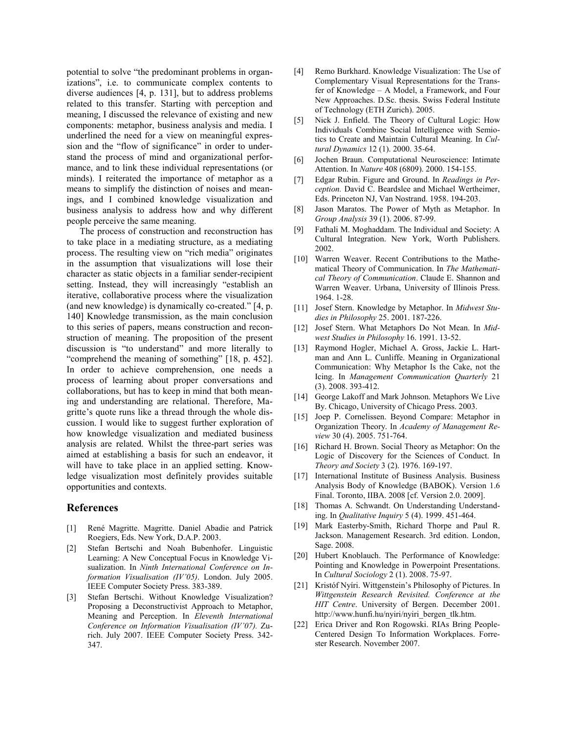potential to solve "the predominant problems in organizations", i.e. to communicate complex contents to diverse audiences [4, p. 131], but to address problems related to this transfer. Starting with perception and meaning, I discussed the relevance of existing and new components: metaphor, business analysis and media. I underlined the need for a view on meaningful expression and the "flow of significance" in order to understand the process of mind and organizational performance, and to link these individual representations (or minds). I reiterated the importance of metaphor as a means to simplify the distinction of noises and meanings, and I combined knowledge visualization and business analysis to address how and why different people perceive the same meaning.

The process of construction and reconstruction has to take place in a mediating structure, as a mediating process. The resulting view on "rich media" originates in the assumption that visualizations will lose their character as static objects in a familiar sender-recipient setting. Instead, they will increasingly "establish an iterative, collaborative process where the visualization (and new knowledge) is dynamically co-created." [4, p. 140] Knowledge transmission, as the main conclusion to this series of papers, means construction and reconstruction of meaning. The proposition of the present discussion is "to understand" and more literally to "comprehend the meaning of something" [18, p. 452]. In order to achieve comprehension, one needs a process of learning about proper conversations and collaborations, but has to keep in mind that both meaning and understanding are relational. Therefore, Magritte's quote runs like a thread through the whole discussion. I would like to suggest further exploration of how knowledge visualization and mediated business analysis are related. Whilst the three-part series was aimed at establishing a basis for such an endeavor, it will have to take place in an applied setting. Knowledge visualization most definitely provides suitable opportunities and contexts.

## References

[1] René Magritte. Magritte. Daniel Abadie and Patrick Roegiers, Eds. New York, D.A.P. 2003.

[2] Stefan Bertschi and Noah Bubenhofer. Linguistic Learning: A New Conceptual Focus in Knowledge Visualization. In *Ninth International Conference on Information Visualisation (IV'05)*. London. July 2005. IEEE Computer Society Press. 383-389.

[3] Stefan Bertschi. Without Knowledge Visualization? Proposing a Deconstructivist Approach to Metaphor, Meaning and Perception. In *Eleventh International Conference on Information Visualisation (IV'07).* Zurich. July 2007. IEEE Computer Society Press. 342-347.

[4] Remo Burkhard. Knowledge Visualization: The Use of Complementary Visual Representations for the Transfer of Knowledge – A Model, a Framework, and Four New Approaches. D.Sc. thesis. Swiss Federal Institute of Technology (ETH Zurich). 2005.

[5] Nick J. Enfield. The Theory of Cultural Logic: How Individuals Combine Social Intelligence with Semiotics to Create and Maintain Cultural Meaning. In *Cultural Dynamics* 12 (1). 2000. 35-64.

[6] Jochen Braun. Computational Neuroscience: Intimate Attention. In *Nature* 408 (6809). 2000. 154-155.

[7] Edgar Rubin. Figure and Ground. In *Readings in Perception.* David C. Beardslee and Michael Wertheimer, Eds. Princeton NJ, Van Nostrand. 1958. 194-203.

[8] Jason Maratos. The Power of Myth as Metaphor. In *Group Analysis* 39 (1). 2006. 87-99.

[9] Fathali M. Moghaddam. The Individual and Society: A Cultural Integration. New York, Worth Publishers. 2002.

[10] Warren Weaver. Recent Contributions to the Mathematical Theory of Communication. In *The Mathematical Theory of Communication*. Claude E. Shannon and Warren Weaver. Urbana, University of Illinois Press. 1964. 1-28.

[11] Josef Stern. Knowledge by Metaphor. In *Midwest Studies in Philosophy* 25. 2001. 187-226.

[12] Josef Stern. What Metaphors Do Not Mean. In *Midwest Studies in Philosophy* 16. 1991. 13-52.

[13] Raymond Hogler, Michael A. Gross, Jackie L. Hartman and Ann L. Cunliffe. Meaning in Organizational Communication: Why Metaphor Is the Cake, not the Icing. In *Management Communication Quarterly* 21 (3). 2008. 393-412.

[14] George Lakoff and Mark Johnson. Metaphors We Live By. Chicago, University of Chicago Press. 2003.

[15] Joep P. Cornelissen. Beyond Compare: Metaphor in Organization Theory. In *Academy of Management Review* 30 (4). 2005. 751-764.

[16] Richard H. Brown. Social Theory as Metaphor: On the Logic of Discovery for the Sciences of Conduct. In *Theory and Society* 3 (2). 1976. 169-197.

[17] International Institute of Business Analysis. Business Analysis Body of Knowledge (BABOK). Version 1.6 Final. Toronto, IIBA. 2008 [cf. Version 2.0. 2009].

[18] Thomas A. Schwandt. On Understanding Understanding. In *Qualitative Inquiry* 5 (4). 1999. 451-464.

[19] Mark Easterby-Smith, Richard Thorpe and Paul R. Jackson. Management Research. 3rd edition. London, Sage. 2008.

[20] Hubert Knoblauch. The Performance of Knowledge: Pointing and Knowledge in Powerpoint Presentations. In *Cultural Sociology* 2 (1). 2008. 75-97.

[21] Kristóf Nyíri. Wittgenstein's Philosophy of Pictures. In *Wittgenstein Research Revisited. Conference at the HIT Centre*. University of Bergen. December 2001. http://www.hunfi.hu/nyiri/nyiri_bergen_tlk.htm.

[22] Erica Driver and Ron Rogowski. RIAs Bring People-Centered Design To Information Workplaces. Forrester Research. November 2007.